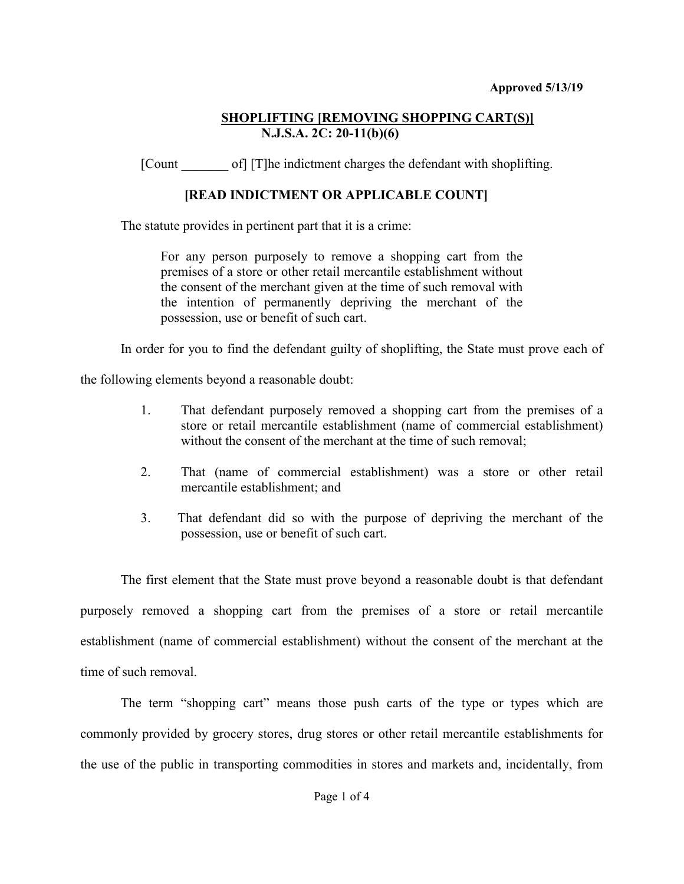**Approved 5/13/19**

## SHOPLIFTING [REMOVING SHOPPING CART(S)]
## N.J.S.A. 2C: 20-11(b)(6)

[Count _______ of] [T]he indictment charges the defendant with shoplifting.

**[READ INDICTMENT OR APPLICABLE COUNT]**

The statute provides in pertinent part that it is a crime:

> For any person purposely to remove a shopping cart from the premises of a store or other retail mercantile establishment without the consent of the merchant given at the time of such removal with the intention of permanently depriving the merchant of the possession, use or benefit of such cart.

In order for you to find the defendant guilty of shoplifting, the State must prove each of the following elements beyond a reasonable doubt:

1. That defendant purposely removed a shopping cart from the premises of a store or retail mercantile establishment (name of commercial establishment) without the consent of the merchant at the time of such removal;
2. That (name of commercial establishment) was a store or other retail mercantile establishment; and
3. That defendant did so with the purpose of depriving the merchant of the possession, use or benefit of such cart.

The first element that the State must prove beyond a reasonable doubt is that defendant purposely removed a shopping cart from the premises of a store or retail mercantile establishment (name of commercial establishment) without the consent of the merchant at the time of such removal.

The term "shopping cart" means those push carts of the type or types which are commonly provided by grocery stores, drug stores or other retail mercantile establishments for the use of the public in transporting commodities in stores and markets and, incidentally, from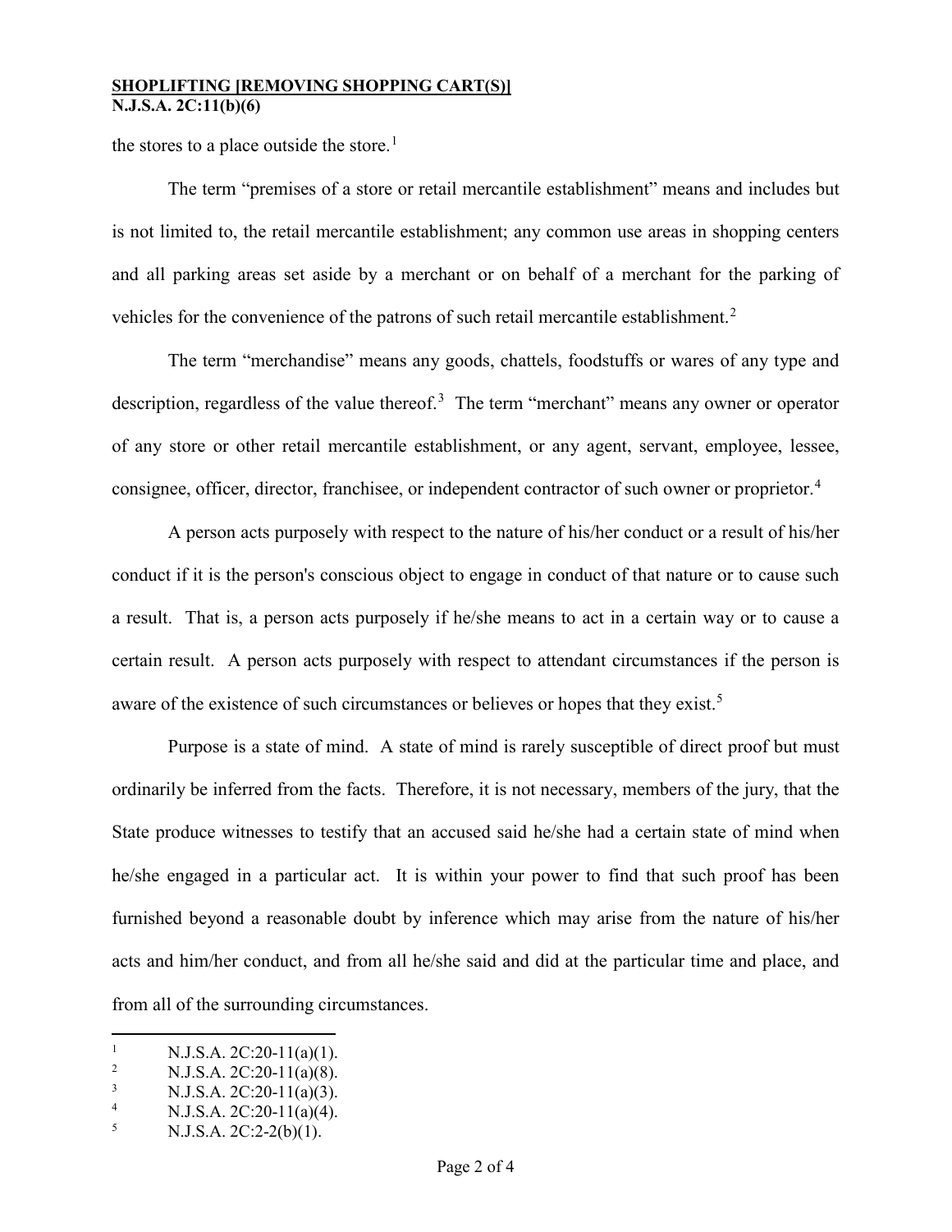the stores to a place outside the store.[1]

The term "premises of a store or retail mercantile establishment" means and includes but is not limited to, the retail mercantile establishment; any common use areas in shopping centers and all parking areas set aside by a merchant or on behalf of a merchant for the parking of vehicles for the convenience of the patrons of such retail mercantile establishment.[2]

The term "merchandise" means any goods, chattels, foodstuffs or wares of any type and description, regardless of the value thereof.[3] The term "merchant" means any owner or operator of any store or other retail mercantile establishment, or any agent, servant, employee, lessee, consignee, officer, director, franchisee, or independent contractor of such owner or proprietor.[4]

A person acts purposely with respect to the nature of his/her conduct or a result of his/her conduct if it is the person's conscious object to engage in conduct of that nature or to cause such a result. That is, a person acts purposely if he/she means to act in a certain way or to cause a certain result. A person acts purposely with respect to attendant circumstances if the person is aware of the existence of such circumstances or believes or hopes that they exist.[5]

Purpose is a state of mind. A state of mind is rarely susceptible of direct proof but must ordinarily be inferred from the facts. Therefore, it is not necessary, members of the jury, that the State produce witnesses to testify that an accused said he/she had a certain state of mind when he/she engaged in a particular act. It is within your power to find that such proof has been furnished beyond a reasonable doubt by inference which may arise from the nature of his/her acts and him/her conduct, and from all he/she said and did at the particular time and place, and from all of the surrounding circumstances.

---

[1] N.J.S.A. 2C:20-11(a)(1).

[2] N.J.S.A. 2C:20-11(a)(8).

[3] N.J.S.A. 2C:20-11(a)(3).

[4] N.J.S.A. 2C:20-11(a)(4).

[5] N.J.S.A. 2C:2-2(b)(1).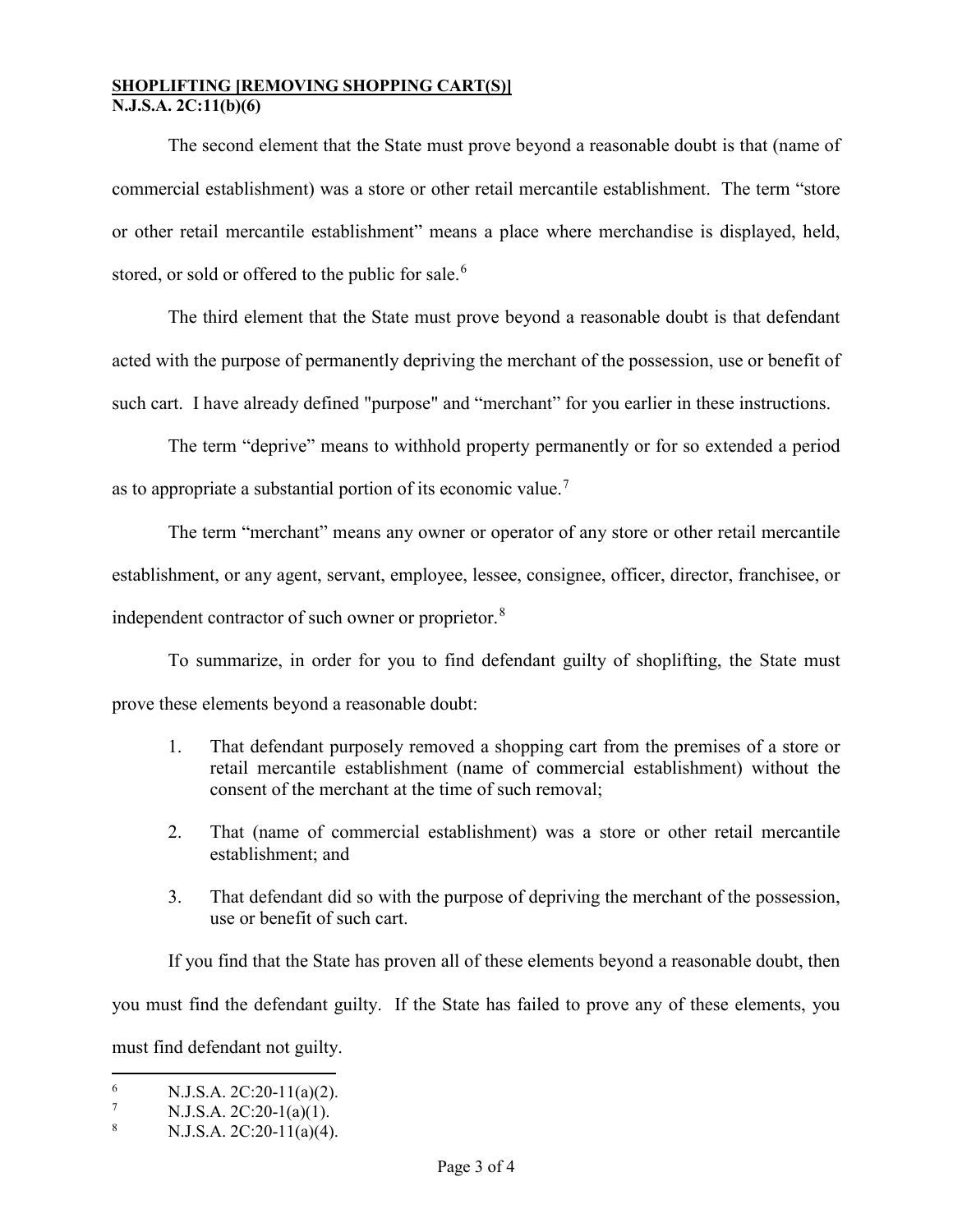**SHOPLIFTING [REMOVING SHOPPING CART(S)]**
**N.J.S.A. 2C:11(b)(6)**

The second element that the State must prove beyond a reasonable doubt is that (name of commercial establishment) was a store or other retail mercantile establishment. The term "store or other retail mercantile establishment" means a place where merchandise is displayed, held, stored, or sold or offered to the public for sale.[6]

The third element that the State must prove beyond a reasonable doubt is that defendant acted with the purpose of permanently depriving the merchant of the possession, use or benefit of such cart. I have already defined "purpose" and "merchant" for you earlier in these instructions.

The term "deprive" means to withhold property permanently or for so extended a period as to appropriate a substantial portion of its economic value.[7]

The term "merchant" means any owner or operator of any store or other retail mercantile establishment, or any agent, servant, employee, lessee, consignee, officer, director, franchisee, or independent contractor of such owner or proprietor.[8]

To summarize, in order for you to find defendant guilty of shoplifting, the State must prove these elements beyond a reasonable doubt:

1. That defendant purposely removed a shopping cart from the premises of a store or retail mercantile establishment (name of commercial establishment) without the consent of the merchant at the time of such removal;
2. That (name of commercial establishment) was a store or other retail mercantile establishment; and
3. That defendant did so with the purpose of depriving the merchant of the possession, use or benefit of such cart.

If you find that the State has proven all of these elements beyond a reasonable doubt, then you must find the defendant guilty. If the State has failed to prove any of these elements, you must find defendant not guilty.

---

[6] N.J.S.A. 2C:20-11(a)(2).
[7] N.J.S.A. 2C:20-1(a)(1).
[8] N.J.S.A. 2C:20-11(a)(4).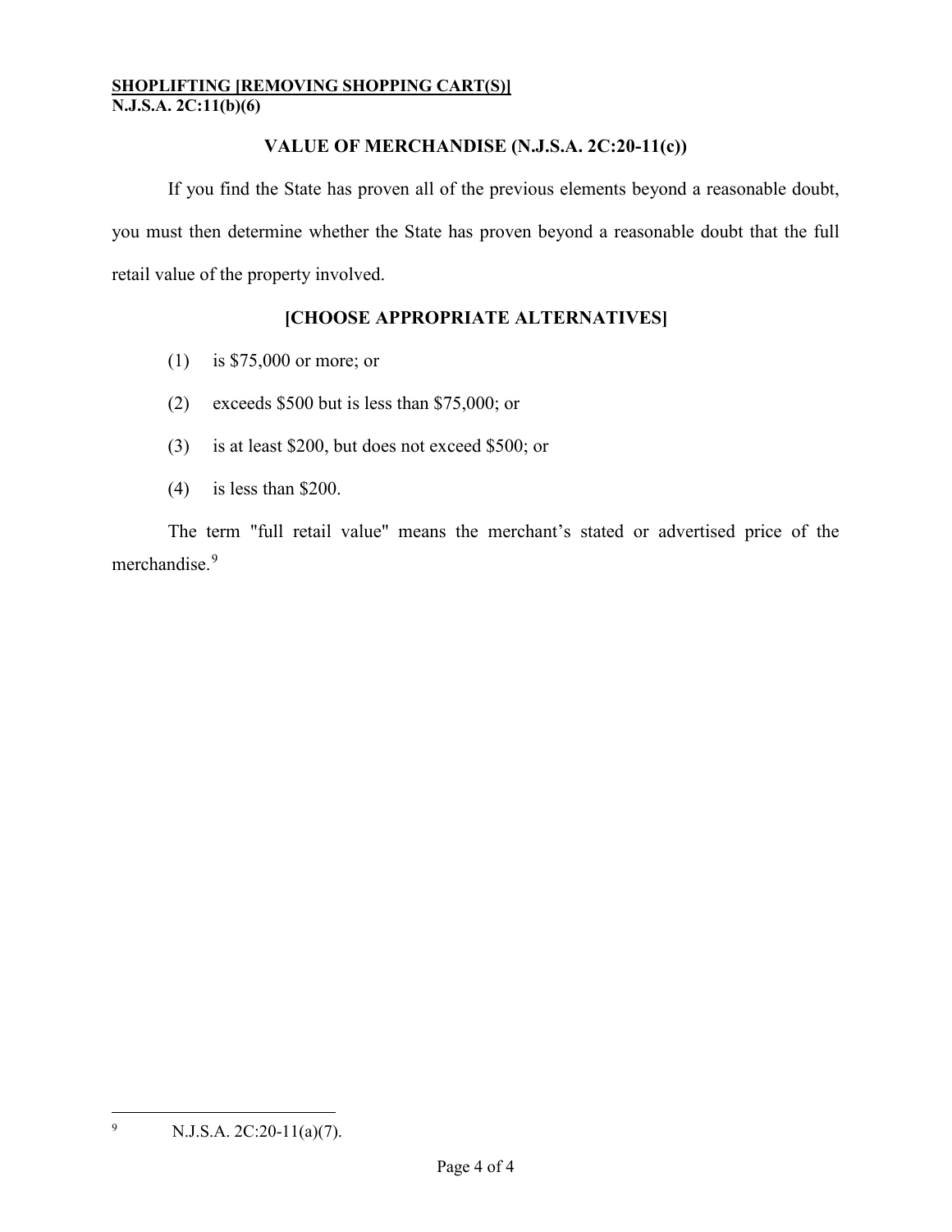## VALUE OF MERCHANDISE (N.J.S.A. 2C:20-11(c))

If you find the State has proven all of the previous elements beyond a reasonable doubt, you must then determine whether the State has proven beyond a reasonable doubt that the full retail value of the property involved.

### [CHOOSE APPROPRIATE ALTERNATIVES]

(1) is $75,000 or more; or

(2) exceeds $500 but is less than $75,000; or

(3) is at least $200, but does not exceed $500; or

(4) is less than $200.

The term "full retail value" means the merchant's stated or advertised price of the merchandise.[9]

---

[9] N.J.S.A. 2C:20-11(a)(7).